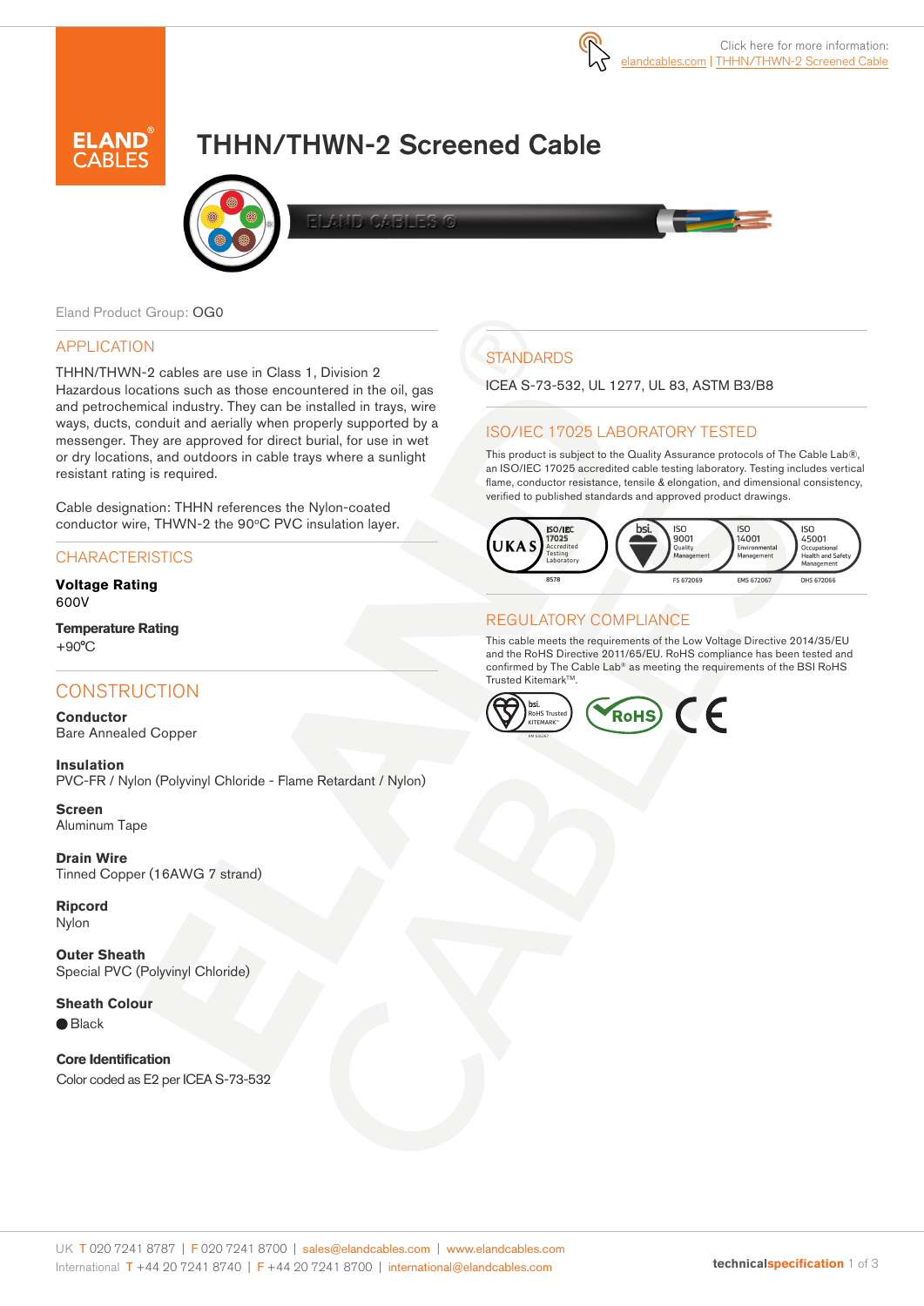Click here for more information: elandcables.com | THHN/THWN-2 Screened Cable

# THHN/THWN-2 Screened Cable

Eland Product Group: OG0

## APPLICATION

THHN/THWN-2 cables are use in Class 1, Division 2 Hazardous locations such as those encountered in the oil, gas and petrochemical industry. They can be installed in trays, wire ways, ducts, conduit and aerially when properly supported by a messenger. They are approved for direct burial, for use in wet or dry locations, and outdoors in cable trays where a sunlight resistant rating is required.

Cable designation: THHN references the Nylon-coated conductor wire, THWN-2 the 90°C PVC insulation layer.

## CHARACTERISTICS

**Voltage Rating**
600V

**Temperature Rating**
+90°C

## CONSTRUCTION

**Conductor**
Bare Annealed Copper

**Insulation**
PVC-FR / Nylon (Polyvinyl Chloride - Flame Retardant / Nylon)

**Screen**
Aluminum Tape

**Drain Wire**
Tinned Copper (16AWG 7 strand)

**Ripcord**
Nylon

**Outer Sheath**
Special PVC (Polyvinyl Chloride)

**Sheath Colour**
● Black

**Core Identification**
Color coded as E2 per ICEA S-73-532

## STANDARDS

ICEA S-73-532, UL 1277, UL 83, ASTM B3/B8

## ISO/IEC 17025 LABORATORY TESTED

This product is subject to the Quality Assurance protocols of The Cable Lab®, an ISO/IEC 17025 accredited cable testing laboratory. Testing includes vertical flame, conductor resistance, tensile & elongation, and dimensional consistency, verified to published standards and approved product drawings.

UKAS ISO/IEC 17025 Accredited Testing Laboratory 8578 | bsi. ISO 9001 Quality Management FS 672069 | ISO 14001 Environmental Management EMS 672067 | ISO 45001 Occupational Health and Safety Management OHS 672066

## REGULATORY COMPLIANCE

This cable meets the requirements of the Low Voltage Directive 2014/35/EU and the RoHS Directive 2011/65/EU. RoHS compliance has been tested and confirmed by The Cable Lab® as meeting the requirements of the BSI RoHS Trusted Kitemark™.

bsi. RoHS Trusted KITEMARK™ | RoHS | CE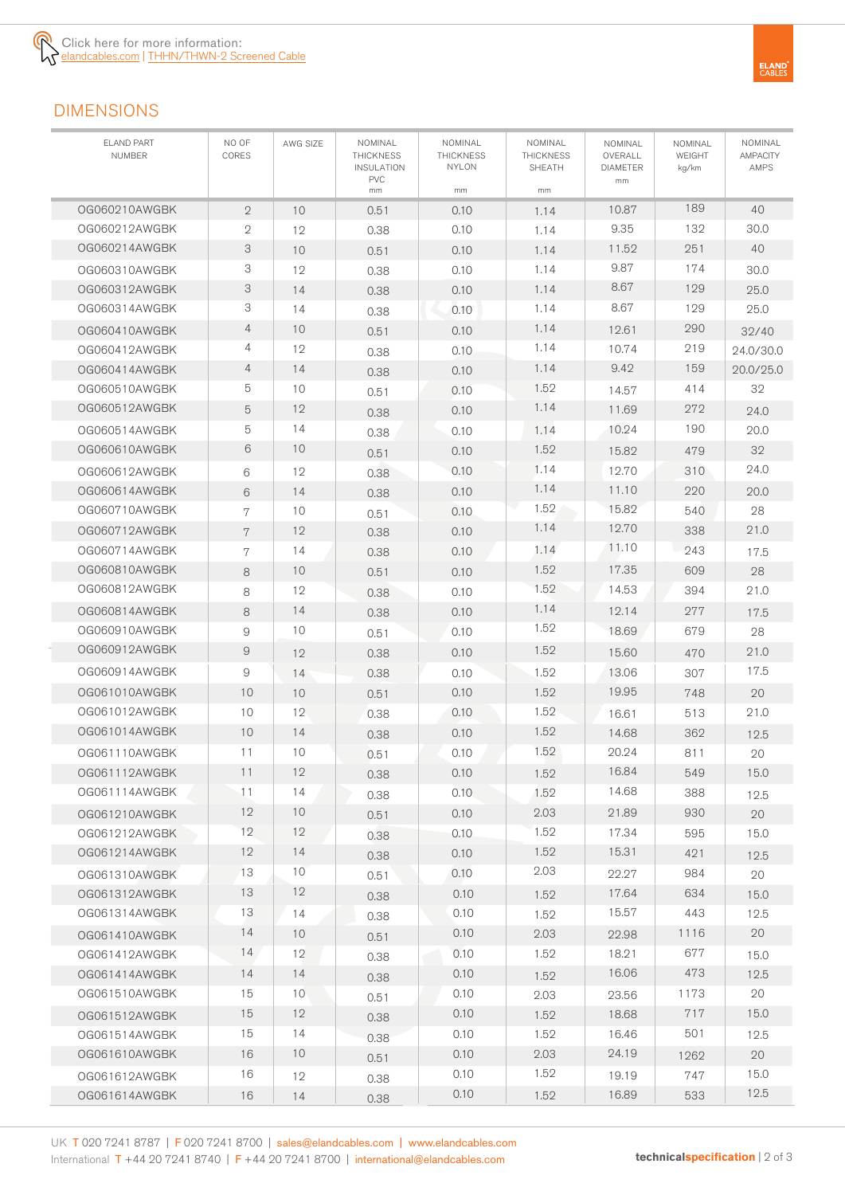Click here for more information:
elandcables.com | THHN/THWN-2 Screened Cable

## DIMENSIONS

| ELAND PART NUMBER | NO OF CORES | AWG SIZE | NOMINAL THICKNESS INSULATION PVC mm | NOMINAL THICKNESS NYLON mm | NOMINAL THICKNESS SHEATH mm | NOMINAL OVERALL DIAMETER mm | NOMINAL WEIGHT kg/km | NOMINAL AMPACITY AMPS |
|---|---|---|---|---|---|---|---|---|
| OG060210AWGBK | 2 | 10 | 0.51 | 0.10 | 1.14 | 10.87 | 189 | 40 |
| OG060212AWGBK | 2 | 12 | 0.38 | 0.10 | 1.14 | 9.35 | 132 | 30.0 |
| OG060214AWGBK | 3 | 10 | 0.51 | 0.10 | 1.14 | 11.52 | 251 | 40 |
| OG060310AWGBK | 3 | 12 | 0.38 | 0.10 | 1.14 | 9.87 | 174 | 30.0 |
| OG060312AWGBK | 3 | 14 | 0.38 | 0.10 | 1.14 | 8.67 | 129 | 25.0 |
| OG060314AWGBK | 3 | 14 | 0.38 | 0.10 | 1.14 | 8.67 | 129 | 25.0 |
| OG060410AWGBK | 4 | 10 | 0.51 | 0.10 | 1.14 | 12.61 | 290 | 32/40 |
| OG060412AWGBK | 4 | 12 | 0.38 | 0.10 | 1.14 | 10.74 | 219 | 24.0/30.0 |
| OG060414AWGBK | 4 | 14 | 0.38 | 0.10 | 1.14 | 9.42 | 159 | 20.0/25.0 |
| OG060510AWGBK | 5 | 10 | 0.51 | 0.10 | 1.52 | 14.57 | 414 | 32 |
| OG060512AWGBK | 5 | 12 | 0.38 | 0.10 | 1.14 | 11.69 | 272 | 24.0 |
| OG060514AWGBK | 5 | 14 | 0.38 | 0.10 | 1.14 | 10.24 | 190 | 20.0 |
| OG060610AWGBK | 6 | 10 | 0.51 | 0.10 | 1.52 | 15.82 | 479 | 32 |
| OG060612AWGBK | 6 | 12 | 0.38 | 0.10 | 1.14 | 12.70 | 310 | 24.0 |
| OG060614AWGBK | 6 | 14 | 0.38 | 0.10 | 1.14 | 11.10 | 220 | 20.0 |
| OG060710AWGBK | 7 | 10 | 0.51 | 0.10 | 1.52 | 15.82 | 540 | 28 |
| OG060712AWGBK | 7 | 12 | 0.38 | 0.10 | 1.14 | 12.70 | 338 | 21.0 |
| OG060714AWGBK | 7 | 14 | 0.38 | 0.10 | 1.14 | 11.10 | 243 | 17.5 |
| OG060810AWGBK | 8 | 10 | 0.51 | 0.10 | 1.52 | 17.35 | 609 | 28 |
| OG060812AWGBK | 8 | 12 | 0.38 | 0.10 | 1.52 | 14.53 | 394 | 21.0 |
| OG060814AWGBK | 8 | 14 | 0.38 | 0.10 | 1.14 | 12.14 | 277 | 17.5 |
| OG060910AWGBK | 9 | 10 | 0.51 | 0.10 | 1.52 | 18.69 | 679 | 28 |
| OG060912AWGBK | 9 | 12 | 0.38 | 0.10 | 1.52 | 15.60 | 470 | 21.0 |
| OG060914AWGBK | 9 | 14 | 0.38 | 0.10 | 1.52 | 13.06 | 307 | 17.5 |
| OG061010AWGBK | 10 | 10 | 0.51 | 0.10 | 1.52 | 19.95 | 748 | 20 |
| OG061012AWGBK | 10 | 12 | 0.38 | 0.10 | 1.52 | 16.61 | 513 | 21.0 |
| OG061014AWGBK | 10 | 14 | 0.38 | 0.10 | 1.52 | 14.68 | 362 | 12.5 |
| OG061110AWGBK | 11 | 10 | 0.51 | 0.10 | 1.52 | 20.24 | 811 | 20 |
| OG061112AWGBK | 11 | 12 | 0.38 | 0.10 | 1.52 | 16.84 | 549 | 15.0 |
| OG061114AWGBK | 11 | 14 | 0.38 | 0.10 | 1.52 | 14.68 | 388 | 12.5 |
| OG061210AWGBK | 12 | 10 | 0.51 | 0.10 | 2.03 | 21.89 | 930 | 20 |
| OG061212AWGBK | 12 | 12 | 0.38 | 0.10 | 1.52 | 17.34 | 595 | 15.0 |
| OG061214AWGBK | 12 | 14 | 0.38 | 0.10 | 1.52 | 15.31 | 421 | 12.5 |
| OG061310AWGBK | 13 | 10 | 0.51 | 0.10 | 2.03 | 22.27 | 984 | 20 |
| OG061312AWGBK | 13 | 12 | 0.38 | 0.10 | 1.52 | 17.64 | 634 | 15.0 |
| OG061314AWGBK | 13 | 14 | 0.38 | 0.10 | 1.52 | 15.57 | 443 | 12.5 |
| OG061410AWGBK | 14 | 10 | 0.51 | 0.10 | 2.03 | 22.98 | 1116 | 20 |
| OG061412AWGBK | 14 | 12 | 0.38 | 0.10 | 1.52 | 18.21 | 677 | 15.0 |
| OG061414AWGBK | 14 | 14 | 0.38 | 0.10 | 1.52 | 16.06 | 473 | 12.5 |
| OG061510AWGBK | 15 | 10 | 0.51 | 0.10 | 2.03 | 23.56 | 1173 | 20 |
| OG061512AWGBK | 15 | 12 | 0.38 | 0.10 | 1.52 | 18.68 | 717 | 15.0 |
| OG061514AWGBK | 15 | 14 | 0.38 | 0.10 | 1.52 | 16.46 | 501 | 12.5 |
| OG061610AWGBK | 16 | 10 | 0.51 | 0.10 | 2.03 | 24.19 | 1262 | 20 |
| OG061612AWGBK | 16 | 12 | 0.38 | 0.10 | 1.52 | 19.19 | 747 | 15.0 |
| OG061614AWGBK | 16 | 14 | 0.38 | 0.10 | 1.52 | 16.89 | 533 | 12.5 |

UK T 020 7241 8787 | F 020 7241 8700 | sales@elandcables.com | www.elandcables.com
International T +44 20 7241 8740 | F +44 20 7241 8700 | international@elandcables.com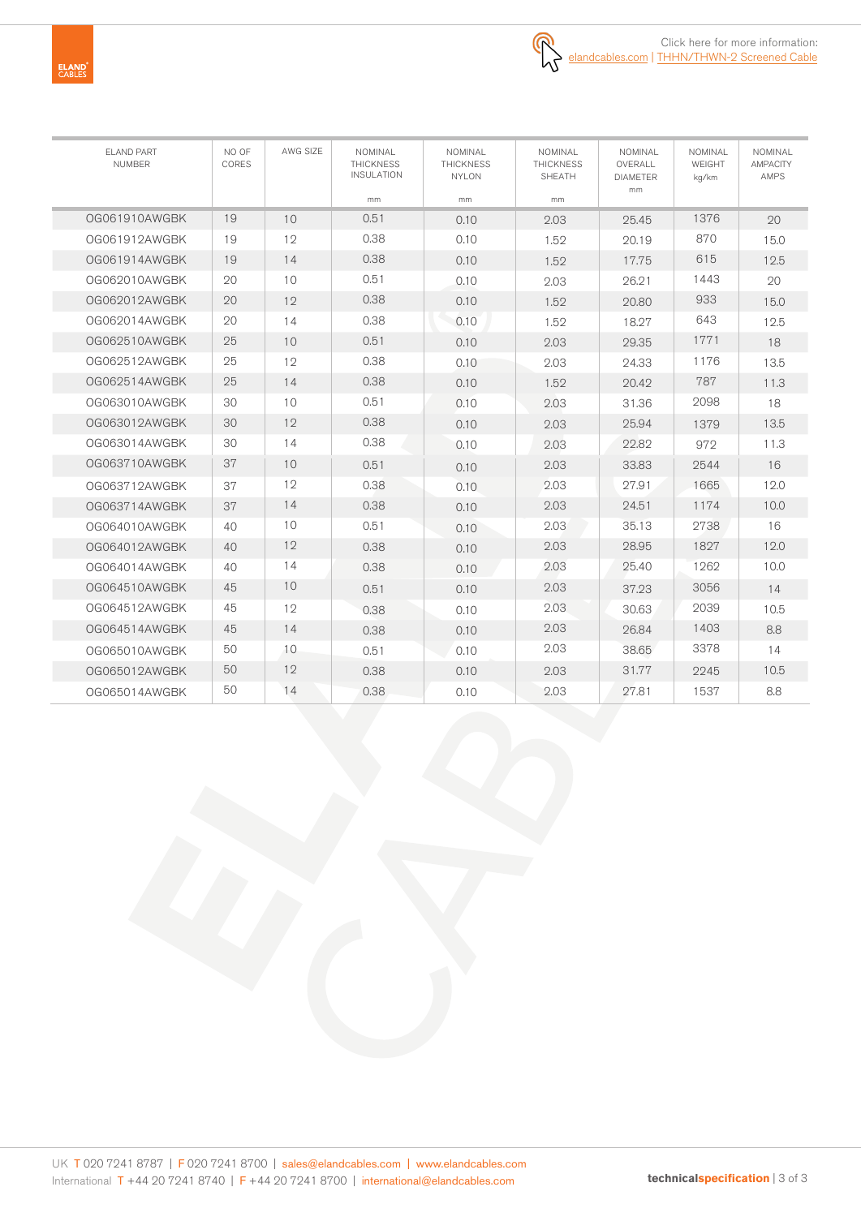Click here for more information: elandcables.com | THHN/THWN-2 Screened Cable

| ELAND PART NUMBER | NO OF CORES | AWG SIZE | NOMINAL THICKNESS INSULATION mm | NOMINAL THICKNESS NYLON mm | NOMINAL THICKNESS SHEATH mm | NOMINAL OVERALL DIAMETER mm | NOMINAL WEIGHT kg/km | NOMINAL AMPACITY AMPS |
|---|---|---|---|---|---|---|---|---|
| OG061910AWGBK | 19 | 10 | 0.51 | 0.10 | 2.03 | 25.45 | 1376 | 20 |
| OG061912AWGBK | 19 | 12 | 0.38 | 0.10 | 1.52 | 20.19 | 870 | 15.0 |
| OG061914AWGBK | 19 | 14 | 0.38 | 0.10 | 1.52 | 17.75 | 615 | 12.5 |
| OG062010AWGBK | 20 | 10 | 0.51 | 0.10 | 2.03 | 26.21 | 1443 | 20 |
| OG062012AWGBK | 20 | 12 | 0.38 | 0.10 | 1.52 | 20.80 | 933 | 15.0 |
| OG062014AWGBK | 20 | 14 | 0.38 | 0.10 | 1.52 | 18.27 | 643 | 12.5 |
| OG062510AWGBK | 25 | 10 | 0.51 | 0.10 | 2.03 | 29.35 | 1771 | 18 |
| OG062512AWGBK | 25 | 12 | 0.38 | 0.10 | 2.03 | 24.33 | 1176 | 13.5 |
| OG062514AWGBK | 25 | 14 | 0.38 | 0.10 | 1.52 | 20.42 | 787 | 11.3 |
| OG063010AWGBK | 30 | 10 | 0.51 | 0.10 | 2.03 | 31.36 | 2098 | 18 |
| OG063012AWGBK | 30 | 12 | 0.38 | 0.10 | 2.03 | 25.94 | 1379 | 13.5 |
| OG063014AWGBK | 30 | 14 | 0.38 | 0.10 | 2.03 | 22.82 | 972 | 11.3 |
| OG063710AWGBK | 37 | 10 | 0.51 | 0.10 | 2.03 | 33.83 | 2544 | 16 |
| OG063712AWGBK | 37 | 12 | 0.38 | 0.10 | 2.03 | 27.91 | 1665 | 12.0 |
| OG063714AWGBK | 37 | 14 | 0.38 | 0.10 | 2.03 | 24.51 | 1174 | 10.0 |
| OG064010AWGBK | 40 | 10 | 0.51 | 0.10 | 2.03 | 35.13 | 2738 | 16 |
| OG064012AWGBK | 40 | 12 | 0.38 | 0.10 | 2.03 | 28.95 | 1827 | 12.0 |
| OG064014AWGBK | 40 | 14 | 0.38 | 0.10 | 2.03 | 25.40 | 1262 | 10.0 |
| OG064510AWGBK | 45 | 10 | 0.51 | 0.10 | 2.03 | 37.23 | 3056 | 14 |
| OG064512AWGBK | 45 | 12 | 0.38 | 0.10 | 2.03 | 30.63 | 2039 | 10.5 |
| OG064514AWGBK | 45 | 14 | 0.38 | 0.10 | 2.03 | 26.84 | 1403 | 8.8 |
| OG065010AWGBK | 50 | 10 | 0.51 | 0.10 | 2.03 | 38.65 | 3378 | 14 |
| OG065012AWGBK | 50 | 12 | 0.38 | 0.10 | 2.03 | 31.77 | 2245 | 10.5 |
| OG065014AWGBK | 50 | 14 | 0.38 | 0.10 | 2.03 | 27.81 | 1537 | 8.8 |

UK T 020 7241 8787 | F 020 7241 8700 | sales@elandcables.com | www.elandcables.com
International T +44 20 7241 8740 | F +44 20 7241 8700 | international@elandcables.com

**technicalspecification**